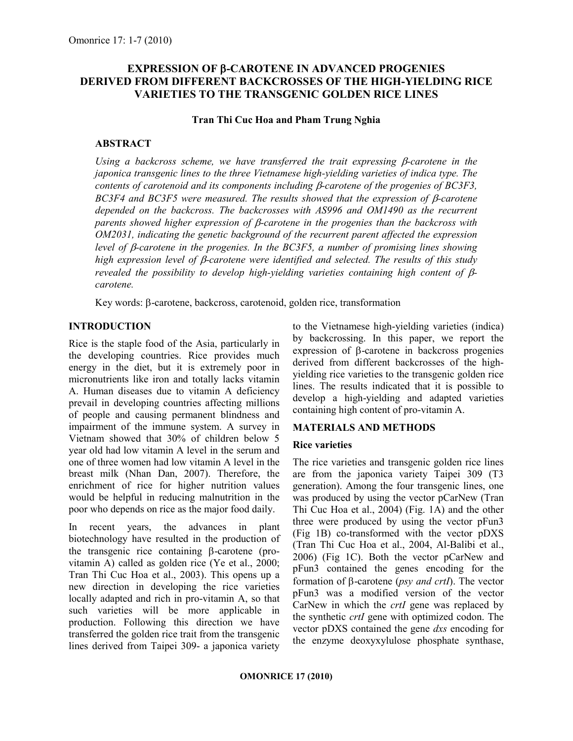# EXPRESSION OF β-CAROTENE IN ADVANCED PROGENIES DERIVED FROM DIFFERENT BACKCROSSES OF THE HIGH-YIELDING RICE VARIETIES TO THE TRANSGENIC GOLDEN RICE LINES

**Tran Thi Cuc Hoa and Pham Trung Nghia**

## ABSTRACT

*Using a backcross scheme, we have transferred the trait expressing β-carotene in the japonica transgenic lines to the three Vietnamese high-yielding varieties of indica type. The contents of carotenoid and its components including β-carotene of the progenies of BC3F3, BC3F4 and BC3F5 were measured. The results showed that the expression of β-carotene depended on the backcross. The backcrosses with AS996 and OM1490 as the recurrent parents showed higher expression of β-carotene in the progenies than the backcross with OM2031, indicating the genetic background of the recurrent parent affected the expression level of β-carotene in the progenies. In the BC3F5, a number of promising lines showing high expression level of β-carotene were identified and selected. The results of this study revealed the possibility to develop high-yielding varieties containing high content of β-carotene.*

Key words: β-carotene, backcross, carotenoid, golden rice, transformation

## INTRODUCTION

Rice is the staple food of the Asia, particularly in the developing countries. Rice provides much energy in the diet, but it is extremely poor in micronutrients like iron and totally lacks vitamin A. Human diseases due to vitamin A deficiency prevail in developing countries affecting millions of people and causing permanent blindness and impairment of the immune system. A survey in Vietnam showed that 30% of children below 5 year old had low vitamin A level in the serum and one of three women had low vitamin A level in the breast milk (Nhan Dan, 2007). Therefore, the enrichment of rice for higher nutrition values would be helpful in reducing malnutrition in the poor who depends on rice as the major food daily.

In recent years, the advances in plant biotechnology have resulted in the production of the transgenic rice containing β-carotene (pro-vitamin A) called as golden rice (Ye et al., 2000; Tran Thi Cuc Hoa et al., 2003). This opens up a new direction in developing the rice varieties locally adapted and rich in pro-vitamin A, so that such varieties will be more applicable in production. Following this direction we have transferred the golden rice trait from the transgenic lines derived from Taipei 309- a japonica variety to the Vietnamese high-yielding varieties (indica) by backcrossing. In this paper, we report the expression of β-carotene in backcross progenies derived from different backcrosses of the high-yielding rice varieties to the transgenic golden rice lines. The results indicated that it is possible to develop a high-yielding and adapted varieties containing high content of pro-vitamin A.

## MATERIALS AND METHODS

### Rice varieties

The rice varieties and transgenic golden rice lines are from the japonica variety Taipei 309 (T3 generation). Among the four transgenic lines, one was produced by using the vector pCarNew (Tran Thi Cuc Hoa et al., 2004) (Fig. 1A) and the other three were produced by using the vector pFun3 (Fig 1B) co-transformed with the vector pDXS (Tran Thi Cuc Hoa et al., 2004, Al-Balibi et al., 2006) (Fig 1C). Both the vector pCarNew and pFun3 contained the genes encoding for the formation of β-carotene (*psy and crtI*). The vector pFun3 was a modified version of the vector CarNew in which the *crtI* gene was replaced by the synthetic *crtI* gene with optimized codon. The vector pDXS contained the gene *dxs* encoding for the enzyme deoxyxylulose phosphate synthase,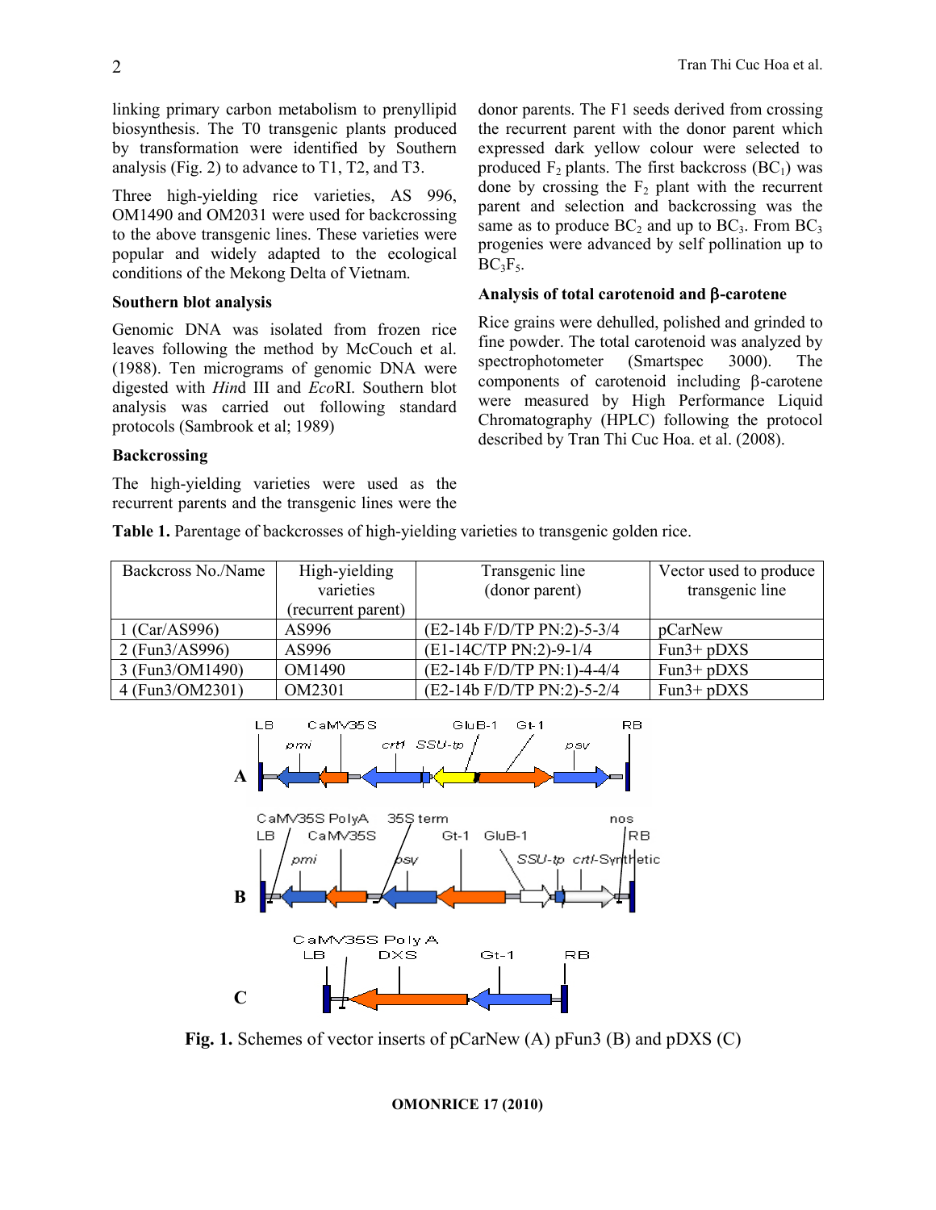linking primary carbon metabolism to prenyllipid biosynthesis. The T0 transgenic plants produced by transformation were identified by Southern analysis (Fig. 2) to advance to T1, T2, and T3.

Three high-yielding rice varieties, AS 996, OM1490 and OM2031 were used for backcrossing to the above transgenic lines. These varieties were popular and widely adapted to the ecological conditions of the Mekong Delta of Vietnam.

### Southern blot analysis

Genomic DNA was isolated from frozen rice leaves following the method by McCouch et al. (1988). Ten micrograms of genomic DNA were digested with *Hin*d III and *Eco*RI. Southern blot analysis was carried out following standard protocols (Sambrook et al; 1989)

### Backcrossing

The high-yielding varieties were used as the recurrent parents and the transgenic lines were the donor parents. The F1 seeds derived from crossing the recurrent parent with the donor parent which expressed dark yellow colour were selected to produced $F_2$ plants. The first backcross ($BC_1$) was done by crossing the $F_2$ plant with the recurrent parent and selection and backcrossing was the same as to produce $BC_2$ and up to $BC_3$. From $BC_3$ progenies were advanced by self pollination up to $BC_3F_5$.

### Analysis of total carotenoid and β-carotene

Rice grains were dehulled, polished and grinded to fine powder. The total carotenoid was analyzed by spectrophotometer (Smartspec 3000). The components of carotenoid including β-carotene were measured by High Performance Liquid Chromatography (HPLC) following the protocol described by Tran Thi Cuc Hoa. et al. (2008).

**Table 1.** Parentage of backcrosses of high-yielding varieties to transgenic golden rice.

| Backcross No./Name | High-yielding varieties (recurrent parent) | Transgenic line (donor parent) | Vector used to produce transgenic line |
|---|---|---|---|
| 1 (Car/AS996) | AS996 | (E2-14b F/D/TP PN:2)-5-3/4 | pCarNew |
| 2 (Fun3/AS996) | AS996 | (E1-14C/TP PN:2)-9-1/4 | Fun3+ pDXS |
| 3 (Fun3/OM1490) | OM1490 | (E2-14b F/D/TP PN:1)-4-4/4 | Fun3+ pDXS |
| 4 (Fun3/OM2301) | OM2301 | (E2-14b F/D/TP PN:)-5-2/4 | Fun3+ pDXS |

**Fig. 1.** Schemes of vector inserts of pCarNew (A) pFun3 (B) and pDXS (C)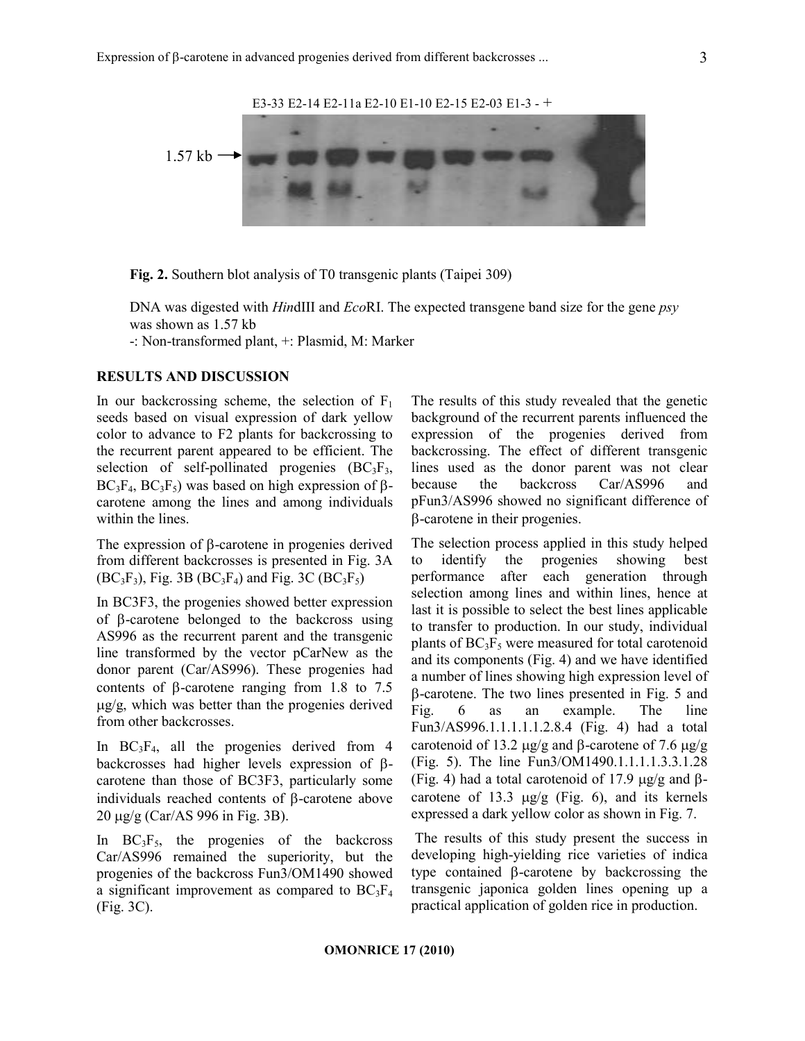E3-33 E2-14 E2-11a E2-10 E1-10 E2-15 E2-03 E1-3 - +

1.57 kb →

**Fig. 2.** Southern blot analysis of T0 transgenic plants (Taipei 309)

DNA was digested with *Hin*dIII and *Eco*RI. The expected transgene band size for the gene *psy* was shown as 1.57 kb

-: Non-transformed plant, +: Plasmid, M: Marker

## RESULTS AND DISCUSSION

In our backcrossing scheme, the selection of $F_1$ seeds based on visual expression of dark yellow color to advance to F2 plants for backcrossing to the recurrent parent appeared to be efficient. The selection of self-pollinated progenies ($BC_3F_3$, $BC_3F_4$, $BC_3F_5$) was based on high expression of β-carotene among the lines and among individuals within the lines.

The expression of β-carotene in progenies derived from different backcrosses is presented in Fig. 3A ($BC_3F_3$), Fig. 3B ($BC_3F_4$) and Fig. 3C ($BC_3F_5$)

In BC3F3, the progenies showed better expression of β-carotene belonged to the backcross using AS996 as the recurrent parent and the transgenic line transformed by the vector pCarNew as the donor parent (Car/AS996). These progenies had contents of β-carotene ranging from 1.8 to 7.5 μg/g, which was better than the progenies derived from other backcrosses.

In $BC_3F_4$, all the progenies derived from 4 backcrosses had higher levels expression of β-carotene than those of BC3F3, particularly some individuals reached contents of β-carotene above 20 μg/g (Car/AS 996 in Fig. 3B).

In $BC_3F_5$, the progenies of the backcross Car/AS996 remained the superiority, but the progenies of the backcross Fun3/OM1490 showed a significant improvement as compared to $BC_3F_4$ (Fig. 3C).

The results of this study revealed that the genetic background of the recurrent parents influenced the expression of the progenies derived from backcrossing. The effect of different transgenic lines used as the donor parent was not clear because the backcross Car/AS996 and pFun3/AS996 showed no significant difference of β-carotene in their progenies.

The selection process applied in this study helped to identify the progenies showing best performance after each generation through selection among lines and within lines, hence at last it is possible to select the best lines applicable to transfer to production. In our study, individual plants of $BC_3F_5$ were measured for total carotenoid and its components (Fig. 4) and we have identified a number of lines showing high expression level of β-carotene. The two lines presented in Fig. 5 and Fig. 6 as an example. The line Fun3/AS996.1.1.1.1.1.2.8.4 (Fig. 4) had a total carotenoid of 13.2 μg/g and β-carotene of 7.6 μg/g (Fig. 5). The line Fun3/OM1490.1.1.1.1.3.3.1.28 (Fig. 4) had a total carotenoid of 17.9 μg/g and β-carotene of 13.3 μg/g (Fig. 6), and its kernels expressed a dark yellow color as shown in Fig. 7.

The results of this study present the success in developing high-yielding rice varieties of indica type contained β-carotene by backcrossing the transgenic japonica golden lines opening up a practical application of golden rice in production.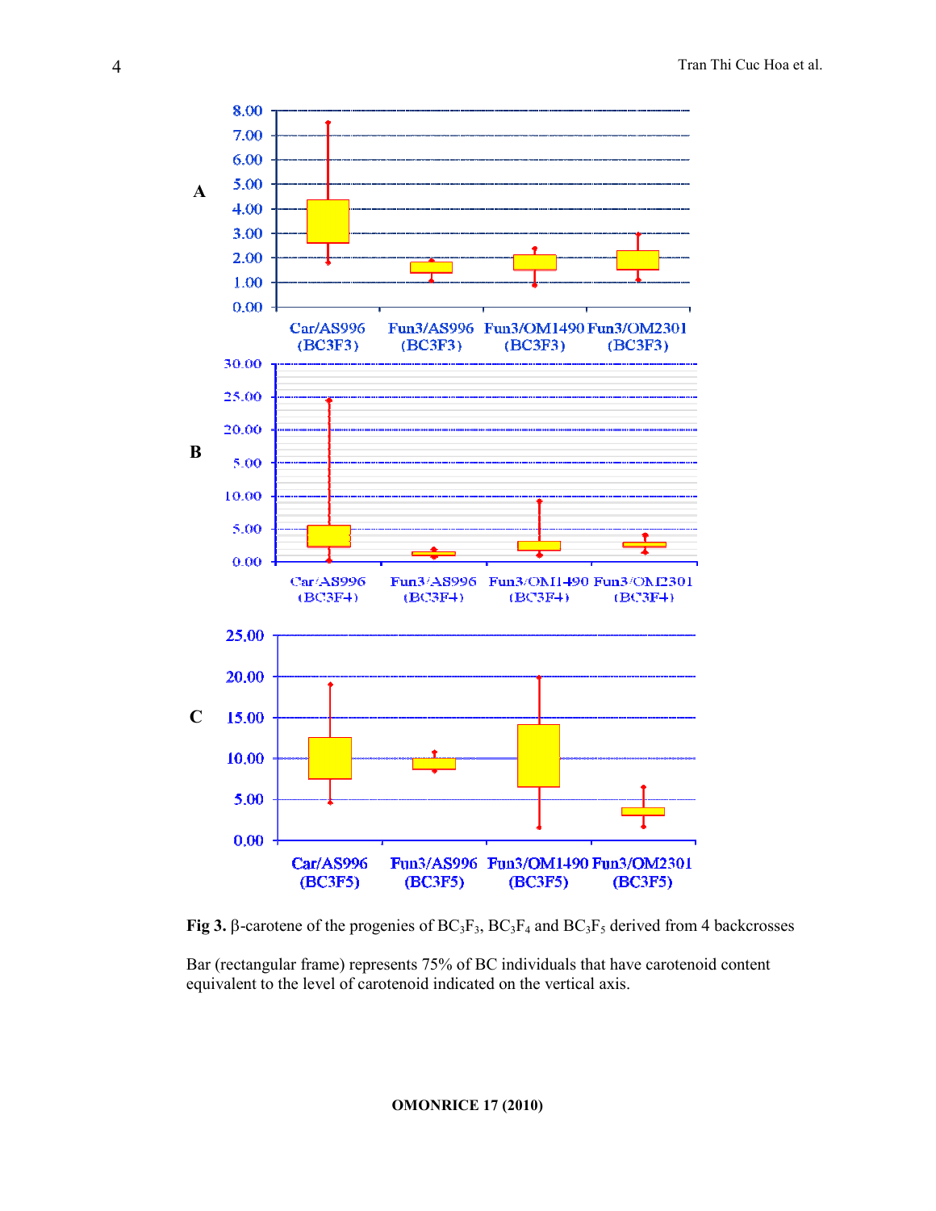**Fig 3.** β-carotene of the progenies of $BC_3F_3$, $BC_3F_4$ and $BC_3F_5$ derived from 4 backcrosses

Bar (rectangular frame) represents 75% of BC individuals that have carotenoid content equivalent to the level of carotenoid indicated on the vertical axis.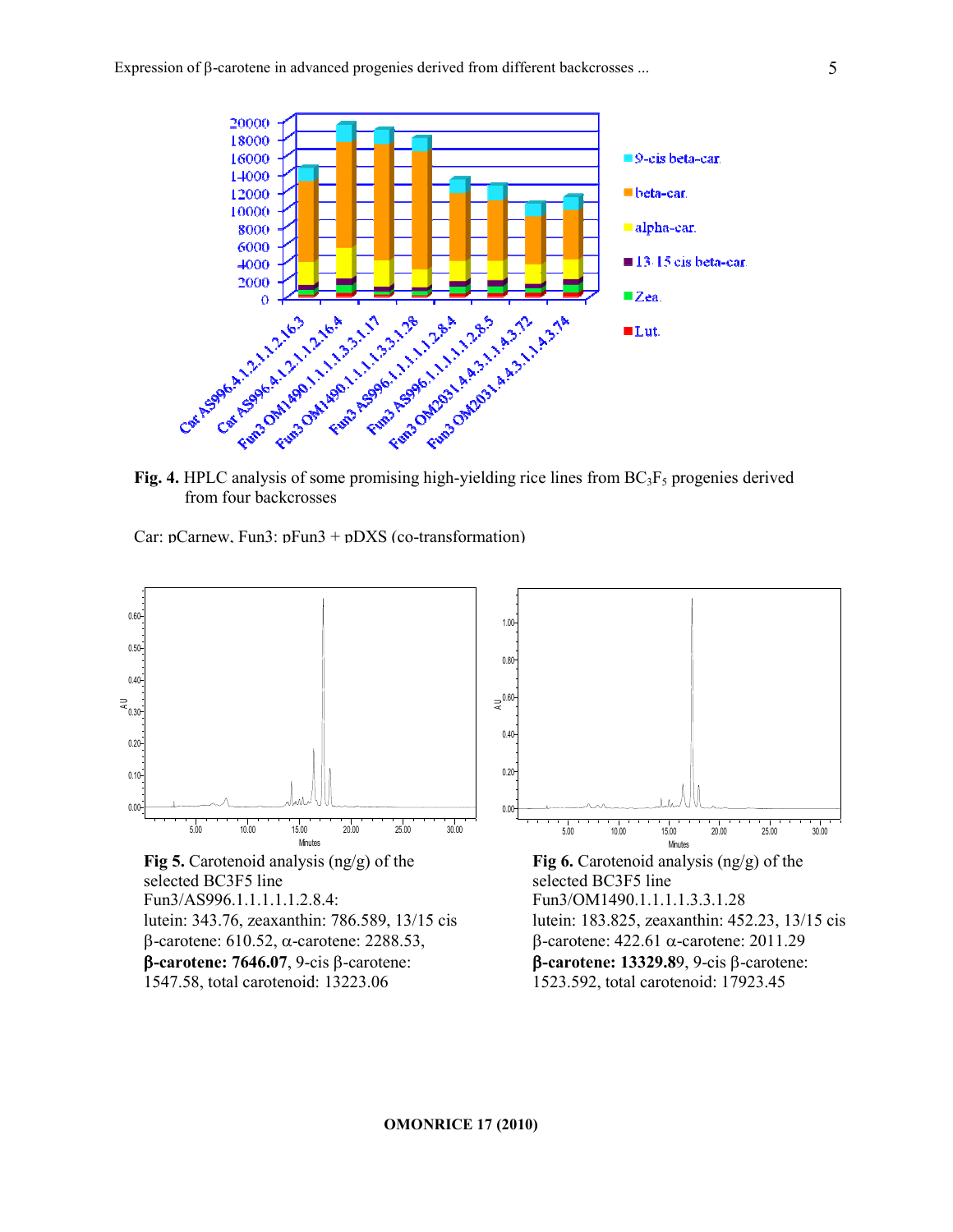**Fig. 4.** HPLC analysis of some promising high-yielding rice lines from $BC_3F_5$ progenies derived from four backcrosses

Car: pCarnew, Fun3: pFun3 + pDXS (co-transformation)

**Fig 5.** Carotenoid analysis (ng/g) of the selected BC3F5 line Fun3/AS996.1.1.1.1.1.2.8.4: lutein: 343.76, zeaxanthin: 786.589, 13/15 cis β-carotene: 610.52, α-carotene: 2288.53, **β-carotene: 7646.07**, 9-cis β-carotene: 1547.58, total carotenoid: 13223.06

**Fig 6.** Carotenoid analysis (ng/g) of the selected BC3F5 line Fun3/OM1490.1.1.1.1.3.3.1.28 lutein: 183.825, zeaxanthin: 452.23, 13/15 cis β-carotene: 422.61 α-carotene: 2011.29 **β-carotene: 13329.8**9, 9-cis β-carotene: 1523.592, total carotenoid: 17923.45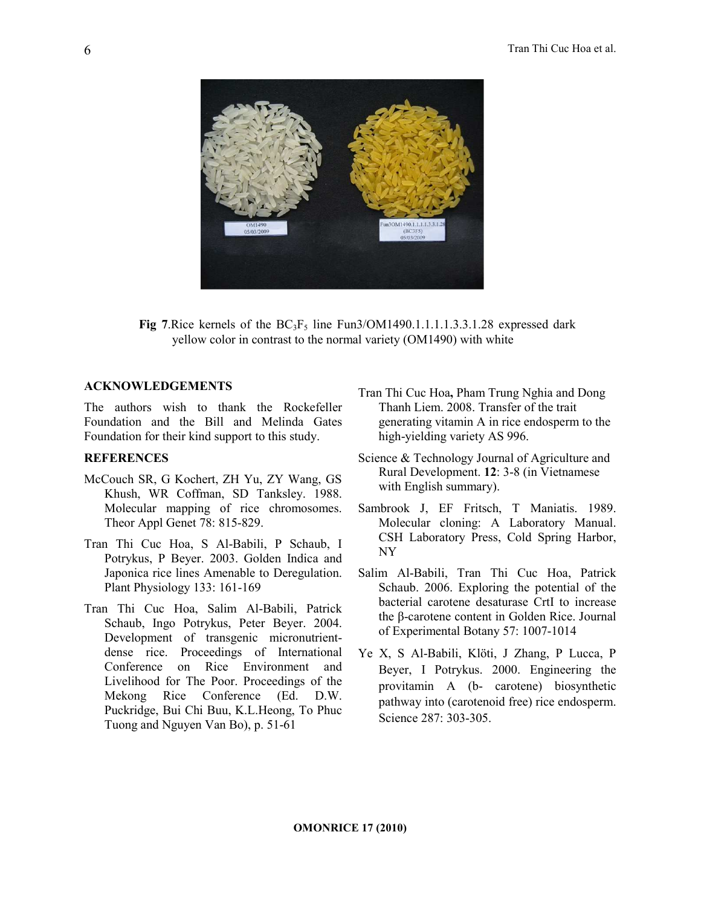**Fig 7**.Rice kernels of the $BC_3F_5$ line Fun3/OM1490.1.1.1.1.3.3.1.28 expressed dark yellow color in contrast to the normal variety (OM1490) with white

## ACKNOWLEDGEMENTS

The authors wish to thank the Rockefeller Foundation and the Bill and Melinda Gates Foundation for their kind support to this study.

## REFERENCES

McCouch SR, G Kochert, ZH Yu, ZY Wang, GS Khush, WR Coffman, SD Tanksley. 1988. Molecular mapping of rice chromosomes. Theor Appl Genet 78: 815-829.

Tran Thi Cuc Hoa, S Al-Babili, P Schaub, I Potrykus, P Beyer. 2003. Golden Indica and Japonica rice lines Amenable to Deregulation. Plant Physiology 133: 161-169

Tran Thi Cuc Hoa, Salim Al-Babili, Patrick Schaub, Ingo Potrykus, Peter Beyer. 2004. Development of transgenic micronutrient-dense rice. Proceedings of International Conference on Rice Environment and Livelihood for The Poor. Proceedings of the Mekong Rice Conference (Ed. D.W. Puckridge, Bui Chi Buu, K.L.Heong, To Phuc Tuong and Nguyen Van Bo), p. 51-61

Tran Thi Cuc Hoa**,** Pham Trung Nghia and Dong Thanh Liem. 2008. Transfer of the trait generating vitamin A in rice endosperm to the high-yielding variety AS 996.

Science & Technology Journal of Agriculture and Rural Development. **12**: 3-8 (in Vietnamese with English summary).

Sambrook J, EF Fritsch, T Maniatis. 1989. Molecular cloning: A Laboratory Manual. CSH Laboratory Press, Cold Spring Harbor, NY

Salim Al-Babili, Tran Thi Cuc Hoa, Patrick Schaub. 2006. Exploring the potential of the bacterial carotene desaturase CrtI to increase the β-carotene content in Golden Rice. Journal of Experimental Botany 57: 1007-1014

Ye X, S Al-Babili, Klöti, J Zhang, P Lucca, P Beyer, I Potrykus. 2000. Engineering the provitamin A (b- carotene) biosynthetic pathway into (carotenoid free) rice endosperm. Science 287: 303-305.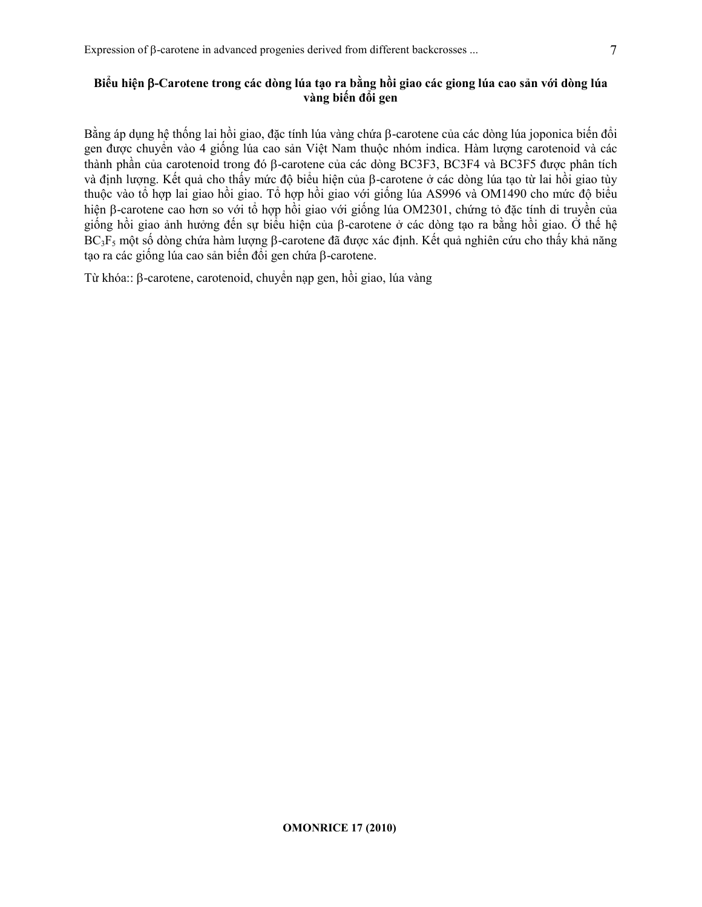## Biểu hiện β-Carotene trong các dòng lúa tạo ra bằng hồi giao các giong lúa cao sản với dòng lúa vàng biến đổi gen

Bằng áp dụng hệ thống lai hồi giao, đặc tính lúa vàng chứa β-carotene của các dòng lúa joponica biến đổi gen được chuyển vào 4 giống lúa cao sản Việt Nam thuộc nhóm indica. Hàm lượng carotenoid và các thành phần của carotenoid trong đó β-carotene của các dòng BC3F3, BC3F4 và BC3F5 được phân tích và định lượng. Kết quả cho thấy mức độ biểu hiện của β-carotene ở các dòng lúa tạo từ lai hồi giao tùy thuộc vào tổ hợp lai giao hồi giao. Tổ hợp hồi giao với giống lúa AS996 và OM1490 cho mức độ biểu hiện β-carotene cao hơn so với tổ hợp hồi giao với giống lúa OM2301, chứng tỏ đặc tính di truyền của giống hồi giao ảnh hưởng đến sự biểu hiện của β-carotene ở các dòng tạo ra bằng hồi giao. Ở thế hệ $BC_3F_5$ một số dòng chứa hàm lượng β-carotene đã được xác định. Kết quả nghiên cứu cho thấy khả năng tạo ra các giống lúa cao sản biến đổi gen chứa β-carotene.

Từ khóa:: β-carotene, carotenoid, chuyển nạp gen, hồi giao, lúa vàng